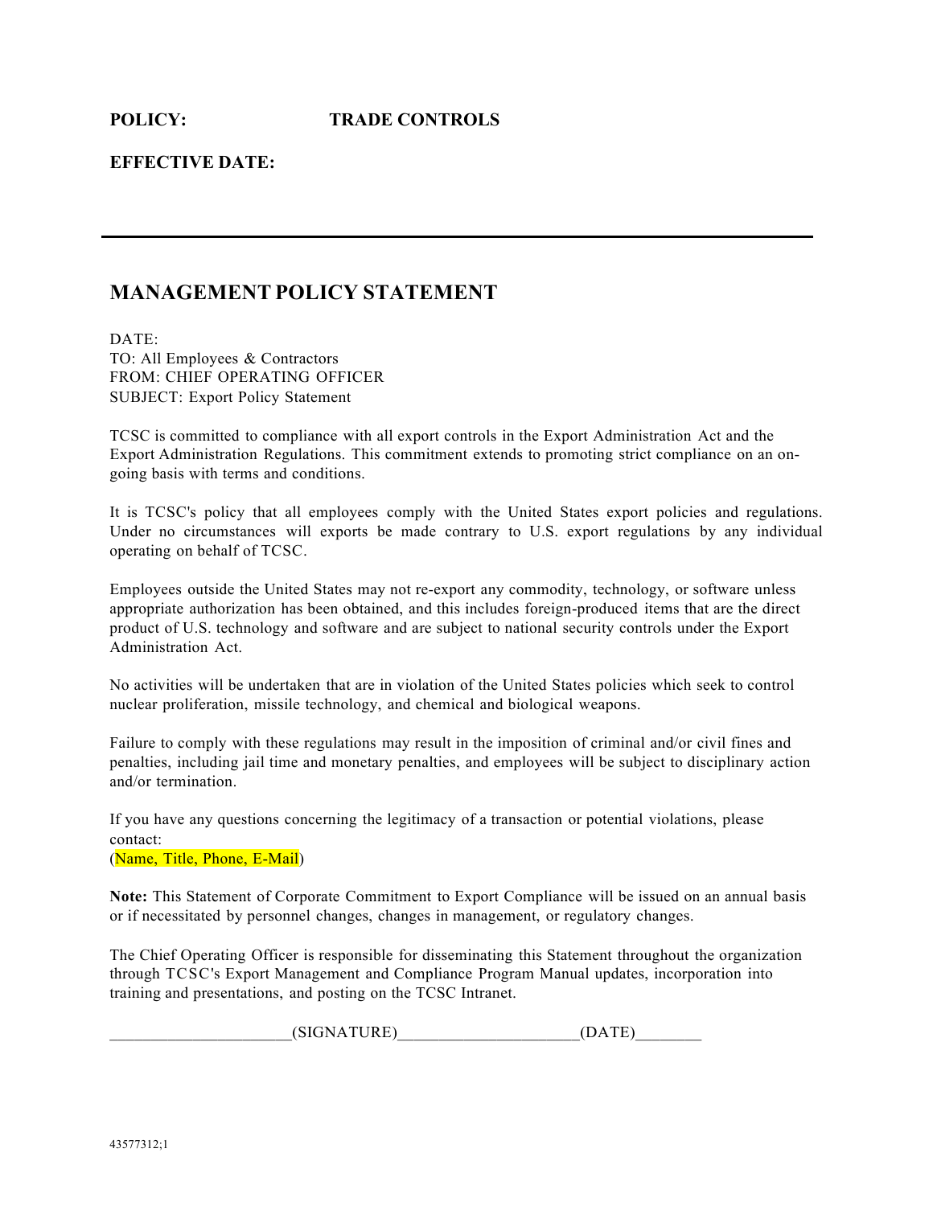**POLICY:** **TRADE CONTROLS**

**EFFECTIVE DATE:**

---

## MANAGEMENT POLICY STATEMENT

DATE:
TO: All Employees & Contractors
FROM: CHIEF OPERATING OFFICER
SUBJECT: Export Policy Statement

TCSC is committed to compliance with all export controls in the Export Administration Act and the Export Administration Regulations. This commitment extends to promoting strict compliance on an on-going basis with terms and conditions.

It is TCSC's policy that all employees comply with the United States export policies and regulations. Under no circumstances will exports be made contrary to U.S. export regulations by any individual operating on behalf of TCSC.

Employees outside the United States may not re-export any commodity, technology, or software unless appropriate authorization has been obtained, and this includes foreign-produced items that are the direct product of U.S. technology and software and are subject to national security controls under the Export Administration Act.

No activities will be undertaken that are in violation of the United States policies which seek to control nuclear proliferation, missile technology, and chemical and biological weapons.

Failure to comply with these regulations may result in the imposition of criminal and/or civil fines and penalties, including jail time and monetary penalties, and employees will be subject to disciplinary action and/or termination.

If you have any questions concerning the legitimacy of a transaction or potential violations, please contact:
(Name, Title, Phone, E-Mail)

**Note:** This Statement of Corporate Commitment to Export Compliance will be issued on an annual basis or if necessitated by personnel changes, changes in management, or regulatory changes.

The Chief Operating Officer is responsible for disseminating this Statement throughout the organization through TCSC's Export Management and Compliance Program Manual updates, incorporation into training and presentations, and posting on the TCSC Intranet.

______________________(SIGNATURE)______________________(DATE)________

43577312;1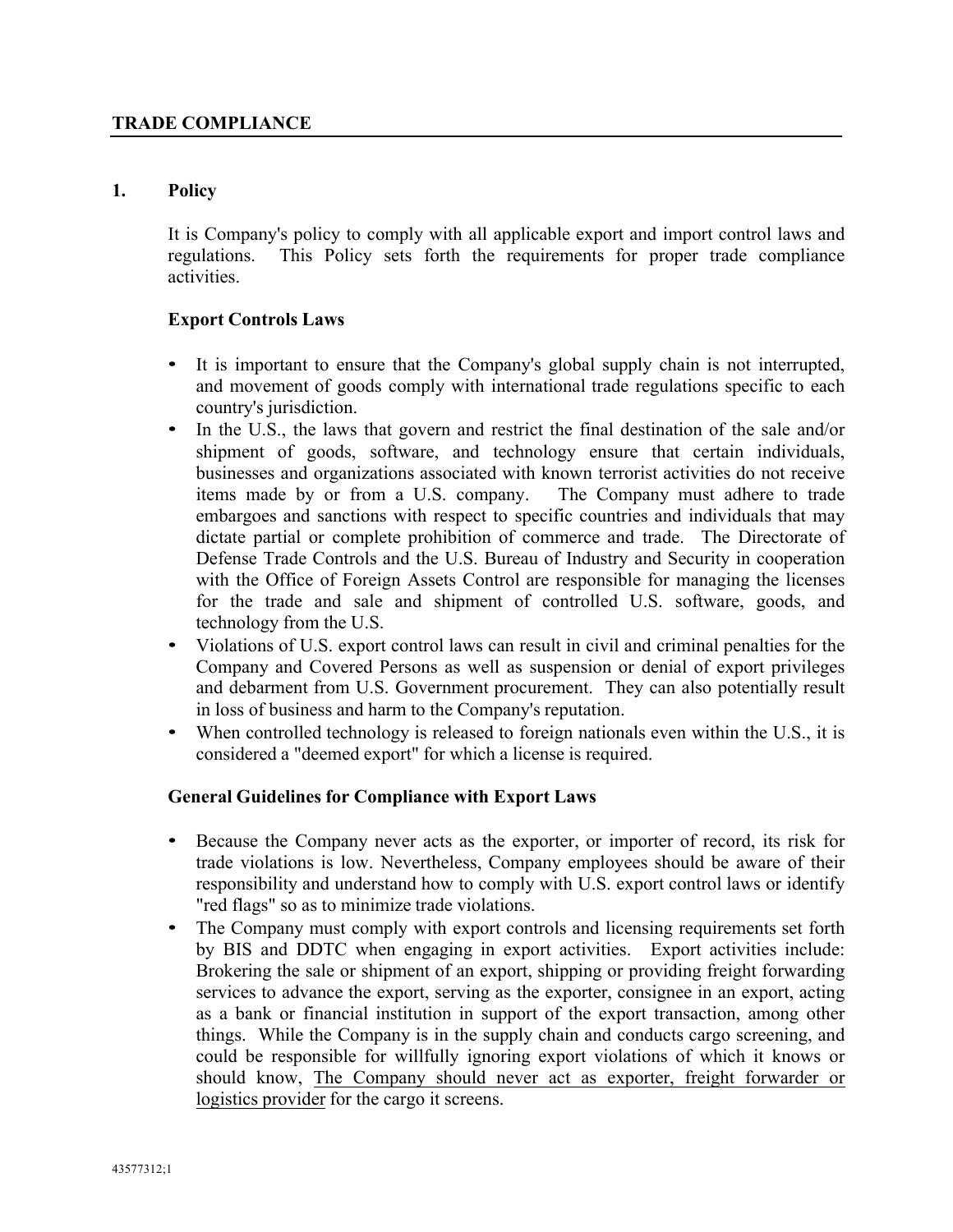## TRADE COMPLIANCE

### 1. Policy

It is Company's policy to comply with all applicable export and import control laws and regulations. This Policy sets forth the requirements for proper trade compliance activities.

**Export Controls Laws**

- It is important to ensure that the Company's global supply chain is not interrupted, and movement of goods comply with international trade regulations specific to each country's jurisdiction.
- In the U.S., the laws that govern and restrict the final destination of the sale and/or shipment of goods, software, and technology ensure that certain individuals, businesses and organizations associated with known terrorist activities do not receive items made by or from a U.S. company. The Company must adhere to trade embargoes and sanctions with respect to specific countries and individuals that may dictate partial or complete prohibition of commerce and trade. The Directorate of Defense Trade Controls and the U.S. Bureau of Industry and Security in cooperation with the Office of Foreign Assets Control are responsible for managing the licenses for the trade and sale and shipment of controlled U.S. software, goods, and technology from the U.S.
- Violations of U.S. export control laws can result in civil and criminal penalties for the Company and Covered Persons as well as suspension or denial of export privileges and debarment from U.S. Government procurement. They can also potentially result in loss of business and harm to the Company's reputation.
- When controlled technology is released to foreign nationals even within the U.S., it is considered a "deemed export" for which a license is required.

**General Guidelines for Compliance with Export Laws**

- Because the Company never acts as the exporter, or importer of record, its risk for trade violations is low. Nevertheless, Company employees should be aware of their responsibility and understand how to comply with U.S. export control laws or identify "red flags" so as to minimize trade violations.
- The Company must comply with export controls and licensing requirements set forth by BIS and DDTC when engaging in export activities. Export activities include: Brokering the sale or shipment of an export, shipping or providing freight forwarding services to advance the export, serving as the exporter, consignee in an export, acting as a bank or financial institution in support of the export transaction, among other things. While the Company is in the supply chain and conducts cargo screening, and could be responsible for willfully ignoring export violations of which it knows or should know, <u>The Company should never act as exporter, freight forwarder or logistics provider</u> for the cargo it screens.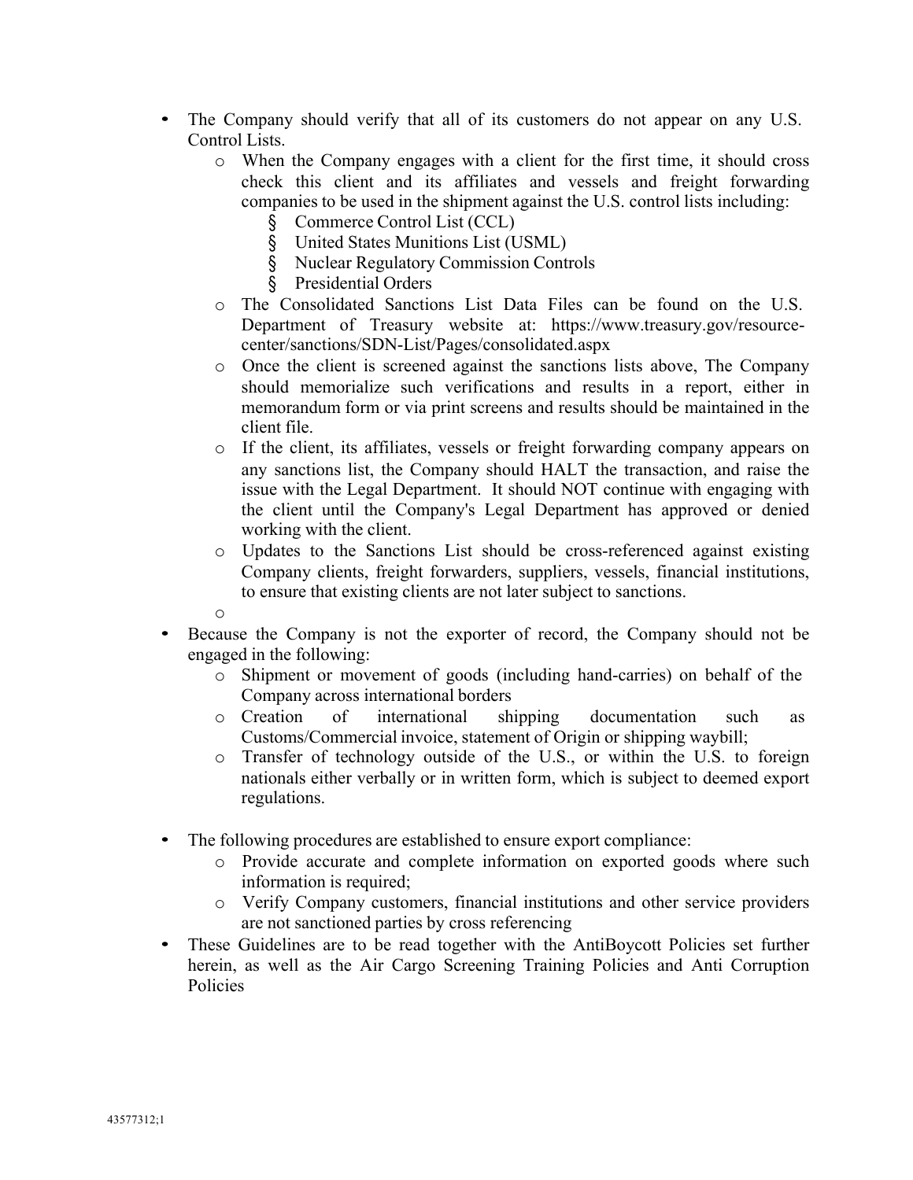- The Company should verify that all of its customers do not appear on any U.S. Control Lists.
  - When the Company engages with a client for the first time, it should cross check this client and its affiliates and vessels and freight forwarding companies to be used in the shipment against the U.S. control lists including:
    - Commerce Control List (CCL)
    - United States Munitions List (USML)
    - Nuclear Regulatory Commission Controls
    - Presidential Orders
  - The Consolidated Sanctions List Data Files can be found on the U.S. Department of Treasury website at: https://www.treasury.gov/resource-center/sanctions/SDN-List/Pages/consolidated.aspx
  - Once the client is screened against the sanctions lists above, The Company should memorialize such verifications and results in a report, either in memorandum form or via print screens and results should be maintained in the client file.
  - If the client, its affiliates, vessels or freight forwarding company appears on any sanctions list, the Company should HALT the transaction, and raise the issue with the Legal Department. It should NOT continue with engaging with the client until the Company's Legal Department has approved or denied working with the client.
  - Updates to the Sanctions List should be cross-referenced against existing Company clients, freight forwarders, suppliers, vessels, financial institutions, to ensure that existing clients are not later subject to sanctions.
  -
- Because the Company is not the exporter of record, the Company should not be engaged in the following:
  - Shipment or movement of goods (including hand-carries) on behalf of the Company across international borders
  - Creation of international shipping documentation such as Customs/Commercial invoice, statement of Origin or shipping waybill;
  - Transfer of technology outside of the U.S., or within the U.S. to foreign nationals either verbally or in written form, which is subject to deemed export regulations.

- The following procedures are established to ensure export compliance:
  - Provide accurate and complete information on exported goods where such information is required;
  - Verify Company customers, financial institutions and other service providers are not sanctioned parties by cross referencing
- These Guidelines are to be read together with the AntiBoycott Policies set further herein, as well as the Air Cargo Screening Training Policies and Anti Corruption Policies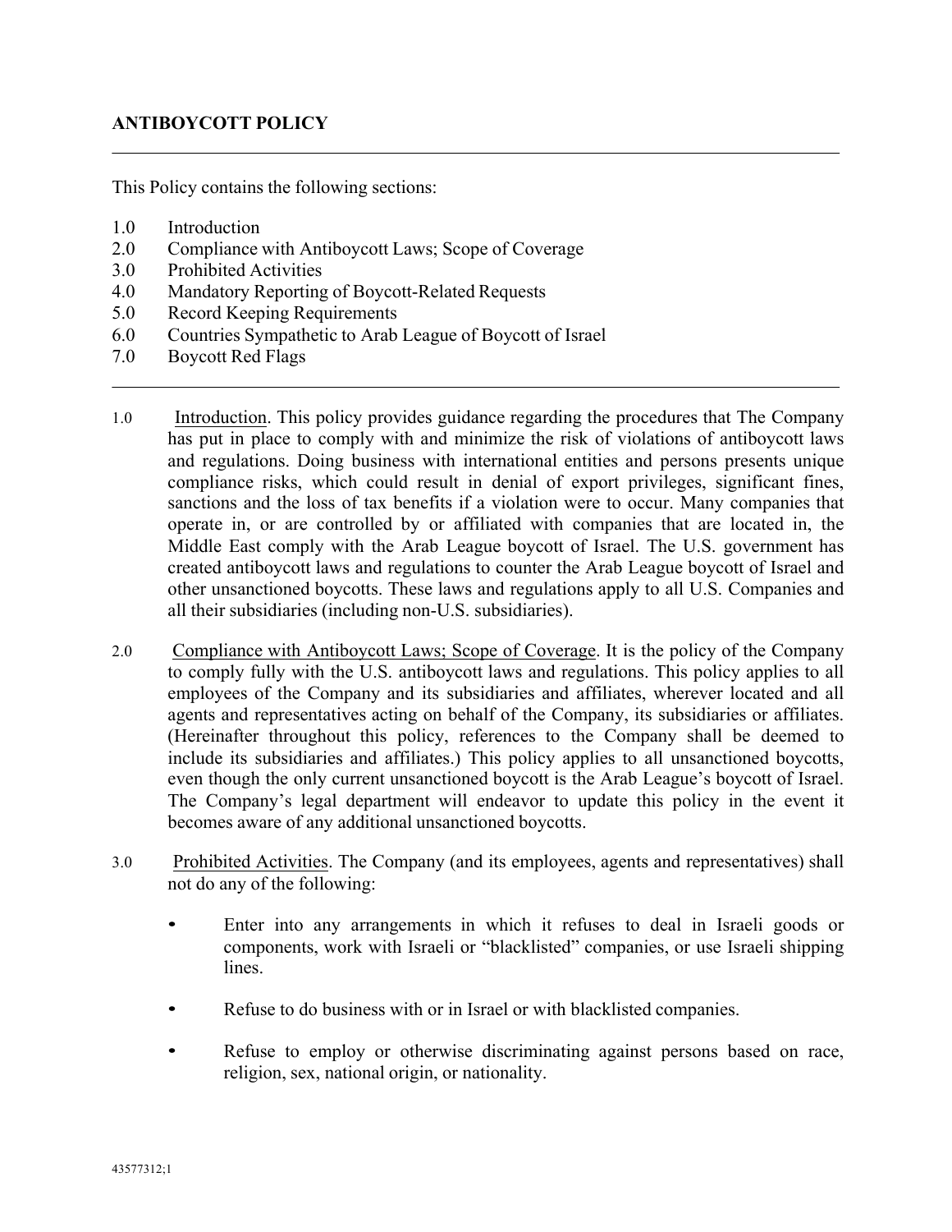## ANTIBOYCOTT POLICY

---

This Policy contains the following sections:

1.0 Introduction
2.0 Compliance with Antiboycott Laws; Scope of Coverage
3.0 Prohibited Activities
4.0 Mandatory Reporting of Boycott-Related Requests
5.0 Record Keeping Requirements
6.0 Countries Sympathetic to Arab League of Boycott of Israel
7.0 Boycott Red Flags

---

1.0 Introduction. This policy provides guidance regarding the procedures that The Company has put in place to comply with and minimize the risk of violations of antiboycott laws and regulations. Doing business with international entities and persons presents unique compliance risks, which could result in denial of export privileges, significant fines, sanctions and the loss of tax benefits if a violation were to occur. Many companies that operate in, or are controlled by or affiliated with companies that are located in, the Middle East comply with the Arab League boycott of Israel. The U.S. government has created antiboycott laws and regulations to counter the Arab League boycott of Israel and other unsanctioned boycotts. These laws and regulations apply to all U.S. Companies and all their subsidiaries (including non-U.S. subsidiaries).

2.0 Compliance with Antiboycott Laws; Scope of Coverage. It is the policy of the Company to comply fully with the U.S. antiboycott laws and regulations. This policy applies to all employees of the Company and its subsidiaries and affiliates, wherever located and all agents and representatives acting on behalf of the Company, its subsidiaries or affiliates. (Hereinafter throughout this policy, references to the Company shall be deemed to include its subsidiaries and affiliates.) This policy applies to all unsanctioned boycotts, even though the only current unsanctioned boycott is the Arab League's boycott of Israel. The Company's legal department will endeavor to update this policy in the event it becomes aware of any additional unsanctioned boycotts.

3.0 Prohibited Activities. The Company (and its employees, agents and representatives) shall not do any of the following:

- Enter into any arrangements in which it refuses to deal in Israeli goods or components, work with Israeli or "blacklisted" companies, or use Israeli shipping lines.
- Refuse to do business with or in Israel or with blacklisted companies.
- Refuse to employ or otherwise discriminating against persons based on race, religion, sex, national origin, or nationality.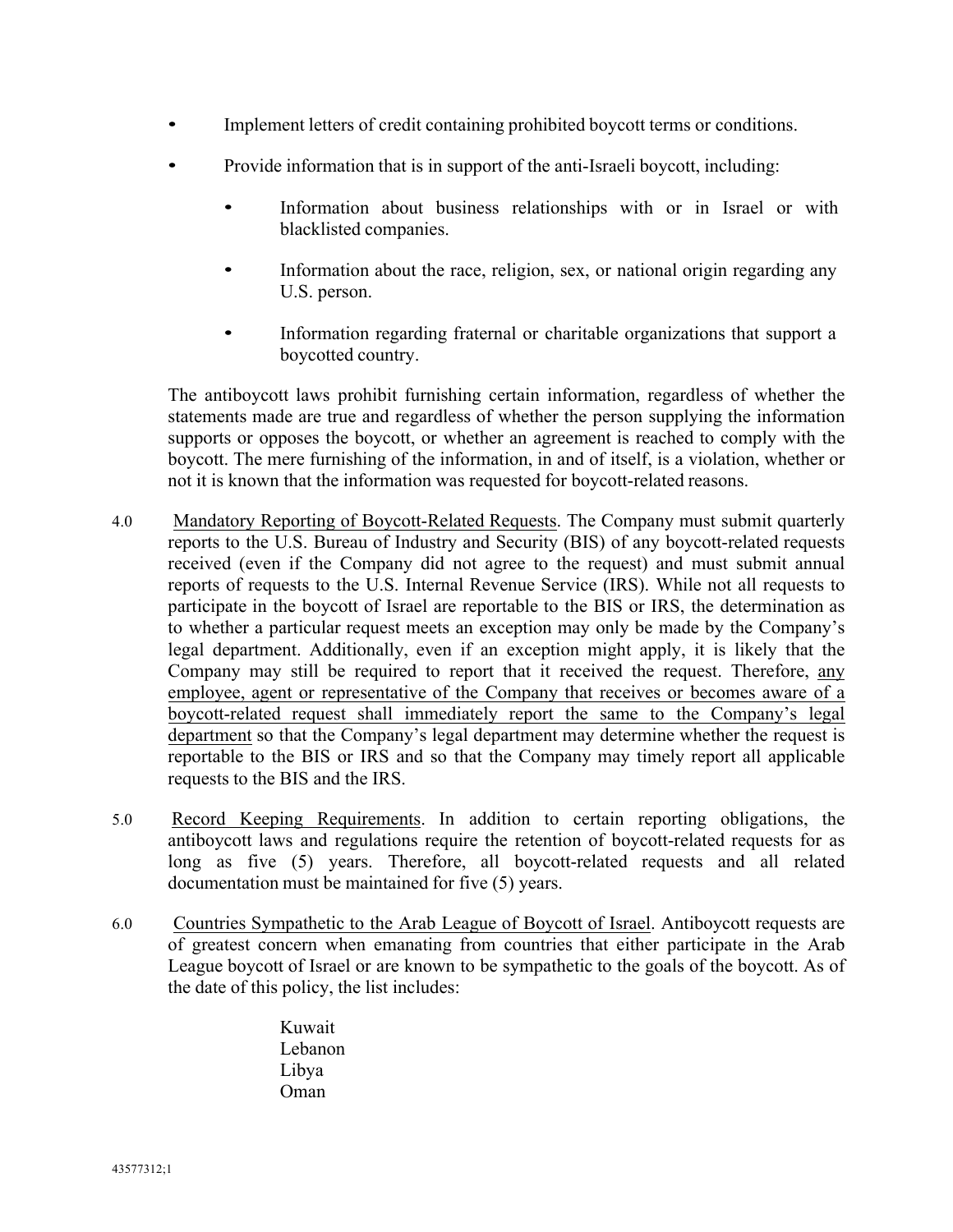- Implement letters of credit containing prohibited boycott terms or conditions.
- Provide information that is in support of the anti-Israeli boycott, including:
  - Information about business relationships with or in Israel or with blacklisted companies.
  - Information about the race, religion, sex, or national origin regarding any U.S. person.
  - Information regarding fraternal or charitable organizations that support a boycotted country.

The antiboycott laws prohibit furnishing certain information, regardless of whether the statements made are true and regardless of whether the person supplying the information supports or opposes the boycott, or whether an agreement is reached to comply with the boycott. The mere furnishing of the information, in and of itself, is a violation, whether or not it is known that the information was requested for boycott-related reasons.

4.0 Mandatory Reporting of Boycott-Related Requests. The Company must submit quarterly reports to the U.S. Bureau of Industry and Security (BIS) of any boycott-related requests received (even if the Company did not agree to the request) and must submit annual reports of requests to the U.S. Internal Revenue Service (IRS). While not all requests to participate in the boycott of Israel are reportable to the BIS or IRS, the determination as to whether a particular request meets an exception may only be made by the Company's legal department. Additionally, even if an exception might apply, it is likely that the Company may still be required to report that it received the request. Therefore, any employee, agent or representative of the Company that receives or becomes aware of a boycott-related request shall immediately report the same to the Company's legal department so that the Company's legal department may determine whether the request is reportable to the BIS or IRS and so that the Company may timely report all applicable requests to the BIS and the IRS.

5.0 Record Keeping Requirements. In addition to certain reporting obligations, the antiboycott laws and regulations require the retention of boycott-related requests for as long as five (5) years. Therefore, all boycott-related requests and all related documentation must be maintained for five (5) years.

6.0 Countries Sympathetic to the Arab League of Boycott of Israel. Antiboycott requests are of greatest concern when emanating from countries that either participate in the Arab League boycott of Israel or are known to be sympathetic to the goals of the boycott. As of the date of this policy, the list includes:

Kuwait
Lebanon
Libya
Oman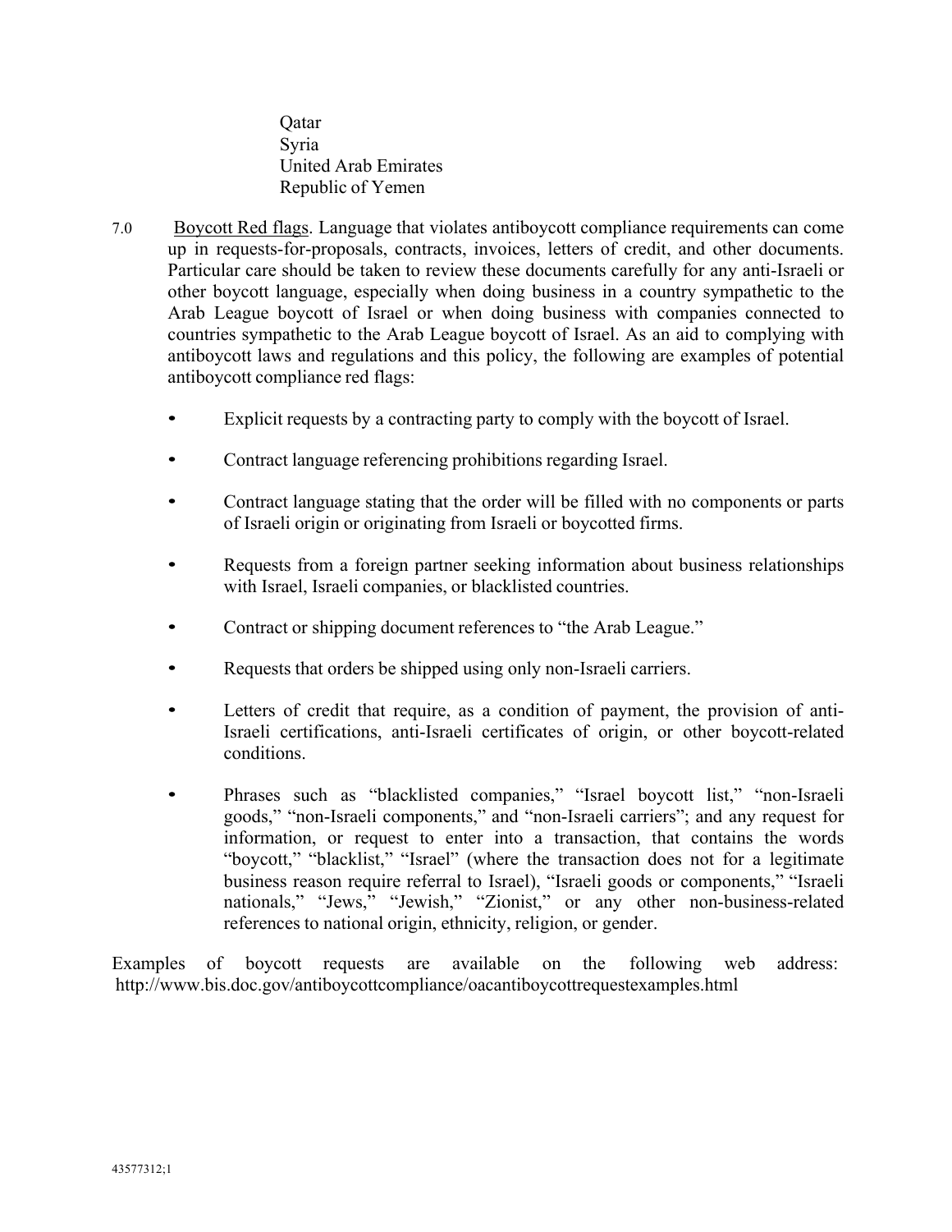Qatar
Syria
United Arab Emirates
Republic of Yemen

7.0 Boycott Red flags. Language that violates antiboycott compliance requirements can come up in requests-for-proposals, contracts, invoices, letters of credit, and other documents. Particular care should be taken to review these documents carefully for any anti-Israeli or other boycott language, especially when doing business in a country sympathetic to the Arab League boycott of Israel or when doing business with companies connected to countries sympathetic to the Arab League boycott of Israel. As an aid to complying with antiboycott laws and regulations and this policy, the following are examples of potential antiboycott compliance red flags:

- Explicit requests by a contracting party to comply with the boycott of Israel.
- Contract language referencing prohibitions regarding Israel.
- Contract language stating that the order will be filled with no components or parts of Israeli origin or originating from Israeli or boycotted firms.
- Requests from a foreign partner seeking information about business relationships with Israel, Israeli companies, or blacklisted countries.
- Contract or shipping document references to "the Arab League."
- Requests that orders be shipped using only non-Israeli carriers.
- Letters of credit that require, as a condition of payment, the provision of anti-Israeli certifications, anti-Israeli certificates of origin, or other boycott-related conditions.
- Phrases such as "blacklisted companies," "Israel boycott list," "non-Israeli goods," "non-Israeli components," and "non-Israeli carriers"; and any request for information, or request to enter into a transaction, that contains the words "boycott," "blacklist," "Israel" (where the transaction does not for a legitimate business reason require referral to Israel), "Israeli goods or components," "Israeli nationals," "Jews," "Jewish," "Zionist," or any other non-business-related references to national origin, ethnicity, religion, or gender.

Examples of boycott requests are available on the following web address: http://www.bis.doc.gov/antiboycottcompliance/oacantiboycottrequestexamples.html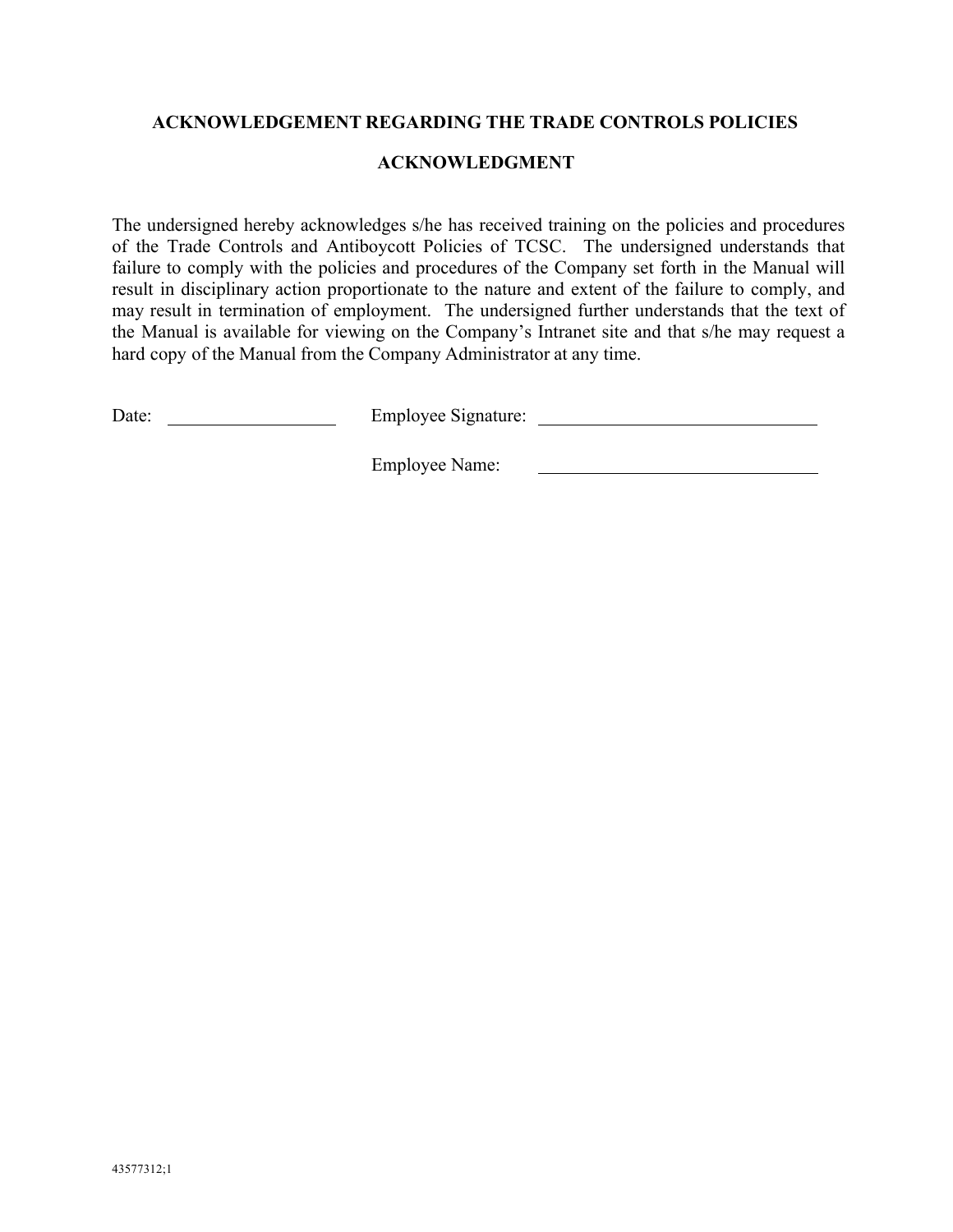**ACKNOWLEDGEMENT REGARDING THE TRADE CONTROLS POLICIES**

**ACKNOWLEDGMENT**

The undersigned hereby acknowledges s/he has received training on the policies and procedures of the Trade Controls and Antiboycott Policies of TCSC. The undersigned understands that failure to comply with the policies and procedures of the Company set forth in the Manual will result in disciplinary action proportionate to the nature and extent of the failure to comply, and may result in termination of employment. The undersigned further understands that the text of the Manual is available for viewing on the Company's Intranet site and that s/he may request a hard copy of the Manual from the Company Administrator at any time.

Date: \_\_\_\_\_\_\_\_\_\_\_\_\_\_\_\_\_\_ Employee Signature: \_\_\_\_\_\_\_\_\_\_\_\_\_\_\_\_\_\_\_\_\_\_\_\_\_\_\_\_\_\_

Employee Name: \_\_\_\_\_\_\_\_\_\_\_\_\_\_\_\_\_\_\_\_\_\_\_\_\_\_\_\_\_\_

43577312;1